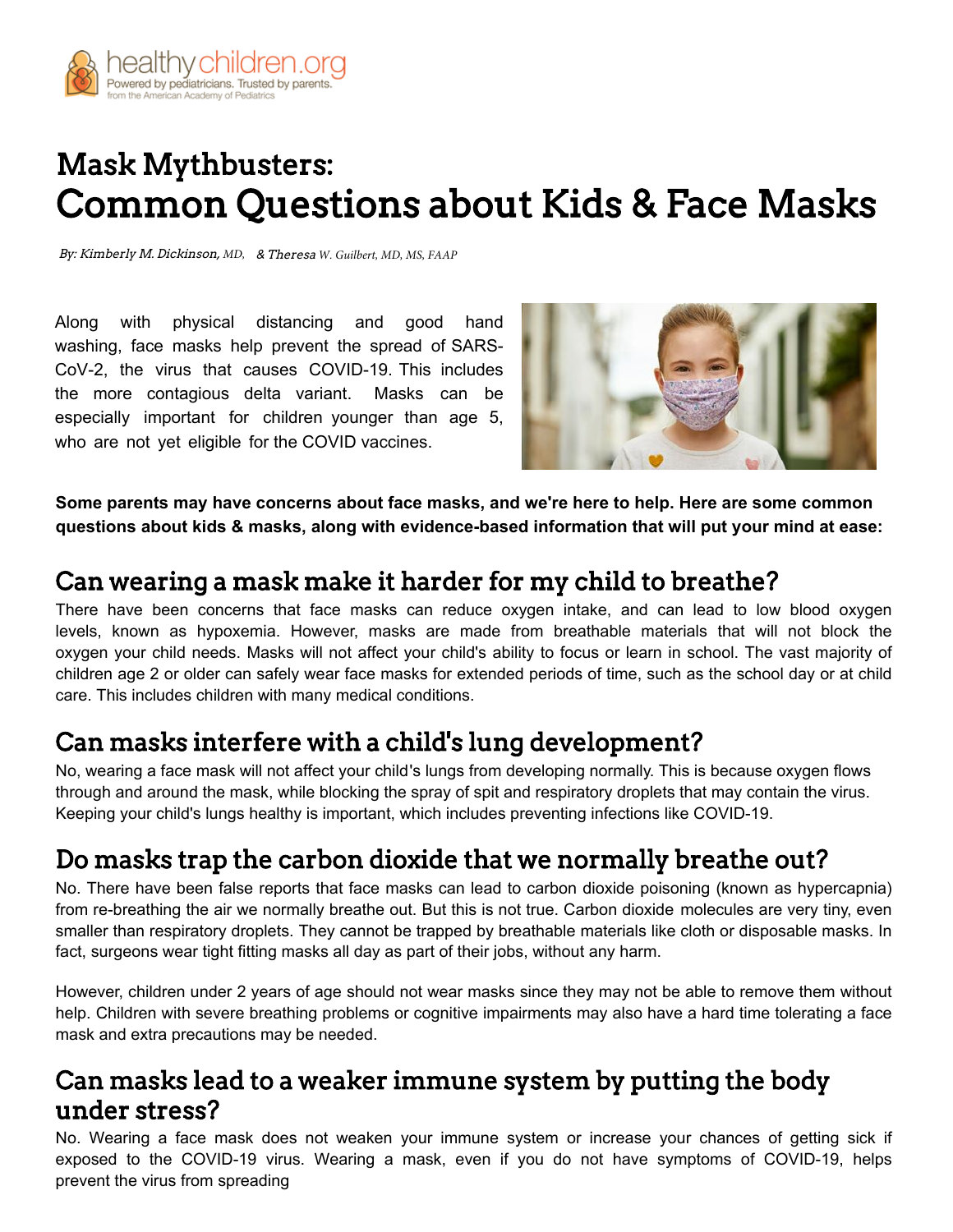healthychildren.org
Powered by pediatricians. Trusted by parents.
from the American Academy of Pediatrics

# Mask Mythbusters: Common Questions about Kids & Face Masks

*By: Kimberly M. Dickinson, MD, & Theresa W. Guilbert, MD, MS, FAAP*

Along with physical distancing and good hand washing, face masks help prevent the spread of SARS-CoV-2, the virus that causes COVID-19. This includes the more contagious delta variant. Masks can be especially important for children younger than age 5, who are not yet eligible for the COVID vaccines.

**Some parents may have concerns about face masks, and we're here to help. Here are some common questions about kids & masks, along with evidence-based information that will put your mind at ease:**

## Can wearing a mask make it harder for my child to breathe?

There have been concerns that face masks can reduce oxygen intake, and can lead to low blood oxygen levels, known as hypoxemia. However, masks are made from breathable materials that will not block the oxygen your child needs. Masks will not affect your child's ability to focus or learn in school. The vast majority of children age 2 or older can safely wear face masks for extended periods of time, such as the school day or at child care. This includes children with many medical conditions.

## Can masks interfere with a child's lung development?

No, wearing a face mask will not affect your child's lungs from developing normally. This is because oxygen flows through and around the mask, while blocking the spray of spit and respiratory droplets that may contain the virus. Keeping your child's lungs healthy is important, which includes preventing infections like COVID-19.

## Do masks trap the carbon dioxide that we normally breathe out?

No. There have been false reports that face masks can lead to carbon dioxide poisoning (known as hypercapnia) from re-breathing the air we normally breathe out. But this is not true. Carbon dioxide molecules are very tiny, even smaller than respiratory droplets. They cannot be trapped by breathable materials like cloth or disposable masks. In fact, surgeons wear tight fitting masks all day as part of their jobs, without any harm.

However, children under 2 years of age should not wear masks since they may not be able to remove them without help. Children with severe breathing problems or cognitive impairments may also have a hard time tolerating a face mask and extra precautions may be needed.

## Can masks lead to a weaker immune system by putting the body under stress?

No. Wearing a face mask does not weaken your immune system or increase your chances of getting sick if exposed to the COVID-19 virus. Wearing a mask, even if you do not have symptoms of COVID-19, helps prevent the virus from spreading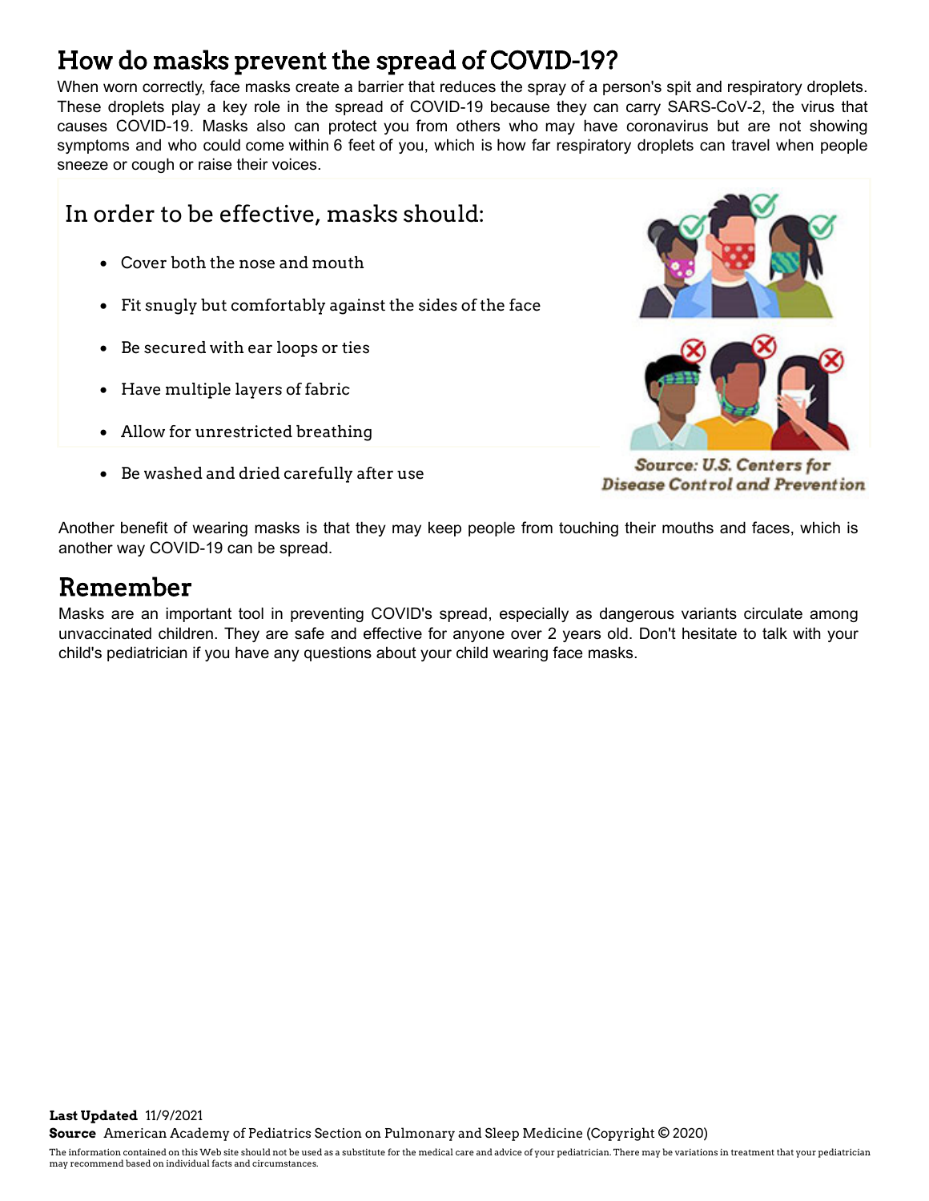## How do masks prevent the spread of COVID-19?

When worn correctly, face masks create a barrier that reduces the spray of a person's spit and respiratory droplets. These droplets play a key role in the spread of COVID-19 because they can carry SARS-CoV-2, the virus that causes COVID-19. Masks also can protect you from others who may have coronavirus but are not showing symptoms and who could come within 6 feet of you, which is how far respiratory droplets can travel when people sneeze or cough or raise their voices.

### In order to be effective, masks should:

- Cover both the nose and mouth
- Fit snugly but comfortably against the sides of the face
- Be secured with ear loops or ties
- Have multiple layers of fabric
- Allow for unrestricted breathing
- Be washed and dried carefully after use

*Source: U.S. Centers for Disease Control and Prevention*

Another benefit of wearing masks is that they may keep people from touching their mouths and faces, which is another way COVID-19 can be spread.

## Remember

Masks are an important tool in preventing COVID's spread, especially as dangerous variants circulate among unvaccinated children. They are safe and effective for anyone over 2 years old. Don't hesitate to talk with your child's pediatrician if you have any questions about your child wearing face masks.

**Last Updated** 11/9/2021

**Source** American Academy of Pediatrics Section on Pulmonary and Sleep Medicine (Copyright © 2020)

The information contained on this Web site should not be used as a substitute for the medical care and advice of your pediatrician. There may be variations in treatment that your pediatrician may recommend based on individual facts and circumstances.